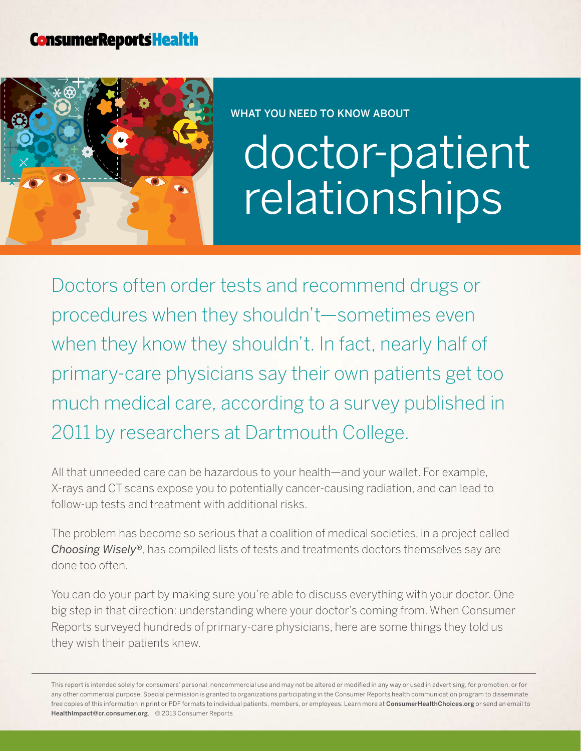ConsumerReportsHealth

WHAT YOU NEED TO KNOW ABOUT

# doctor-patient relationships

Doctors often order tests and recommend drugs or procedures when they shouldn't—sometimes even when they know they shouldn't. In fact, nearly half of primary-care physicians say their own patients get too much medical care, according to a survey published in 2011 by researchers at Dartmouth College.

All that unneeded care can be hazardous to your health—and your wallet. For example, X-rays and CT scans expose you to potentially cancer-causing radiation, and can lead to follow-up tests and treatment with additional risks.

The problem has become so serious that a coalition of medical societies, in a project called *Choosing Wisely*®, has compiled lists of tests and treatments doctors themselves say are done too often.

You can do your part by making sure you're able to discuss everything with your doctor. One big step in that direction: understanding where your doctor's coming from. When Consumer Reports surveyed hundreds of primary-care physicians, here are some things they told us they wish their patients knew.

---

This report is intended solely for consumers' personal, noncommercial use and may not be altered or modified in any way or used in advertising, for promotion, or for any other commercial purpose. Special permission is granted to organizations participating in the Consumer Reports health communication program to disseminate free copies of this information in print or PDF formats to individual patients, members, or employees. Learn more at **ConsumerHealthChoices.org** or send an email to **HealthImpact@cr.consumer.org**. © 2013 Consumer Reports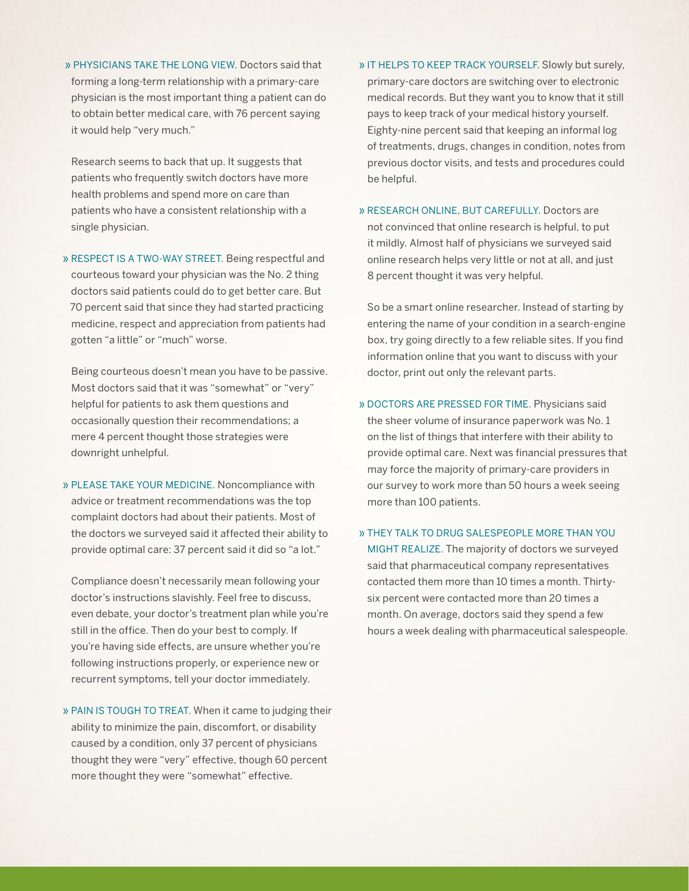» PHYSICIANS TAKE THE LONG VIEW. Doctors said that forming a long-term relationship with a primary-care physician is the most important thing a patient can do to obtain better medical care, with 76 percent saying it would help "very much."

Research seems to back that up. It suggests that patients who frequently switch doctors have more health problems and spend more on care than patients who have a consistent relationship with a single physician.

» RESPECT IS A TWO-WAY STREET. Being respectful and courteous toward your physician was the No. 2 thing doctors said patients could do to get better care. But 70 percent said that since they had started practicing medicine, respect and appreciation from patients had gotten "a little" or "much" worse.

Being courteous doesn't mean you have to be passive. Most doctors said that it was "somewhat" or "very" helpful for patients to ask them questions and occasionally question their recommendations; a mere 4 percent thought those strategies were downright unhelpful.

» PLEASE TAKE YOUR MEDICINE. Noncompliance with advice or treatment recommendations was the top complaint doctors had about their patients. Most of the doctors we surveyed said it affected their ability to provide optimal care: 37 percent said it did so "a lot."

Compliance doesn't necessarily mean following your doctor's instructions slavishly. Feel free to discuss, even debate, your doctor's treatment plan while you're still in the office. Then do your best to comply. If you're having side effects, are unsure whether you're following instructions properly, or experience new or recurrent symptoms, tell your doctor immediately.

» PAIN IS TOUGH TO TREAT. When it came to judging their ability to minimize the pain, discomfort, or disability caused by a condition, only 37 percent of physicians thought they were "very" effective, though 60 percent more thought they were "somewhat" effective.

» IT HELPS TO KEEP TRACK YOURSELF. Slowly but surely, primary-care doctors are switching over to electronic medical records. But they want you to know that it still pays to keep track of your medical history yourself. Eighty-nine percent said that keeping an informal log of treatments, drugs, changes in condition, notes from previous doctor visits, and tests and procedures could be helpful.

» RESEARCH ONLINE, BUT CAREFULLY. Doctors are not convinced that online research is helpful, to put it mildly. Almost half of physicians we surveyed said online research helps very little or not at all, and just 8 percent thought it was very helpful.

So be a smart online researcher. Instead of starting by entering the name of your condition in a search-engine box, try going directly to a few reliable sites. If you find information online that you want to discuss with your doctor, print out only the relevant parts.

» DOCTORS ARE PRESSED FOR TIME. Physicians said the sheer volume of insurance paperwork was No. 1 on the list of things that interfere with their ability to provide optimal care. Next was financial pressures that may force the majority of primary-care providers in our survey to work more than 50 hours a week seeing more than 100 patients.

» THEY TALK TO DRUG SALESPEOPLE MORE THAN YOU MIGHT REALIZE. The majority of doctors we surveyed said that pharmaceutical company representatives contacted them more than 10 times a month. Thirty-six percent were contacted more than 20 times a month. On average, doctors said they spend a few hours a week dealing with pharmaceutical salespeople.